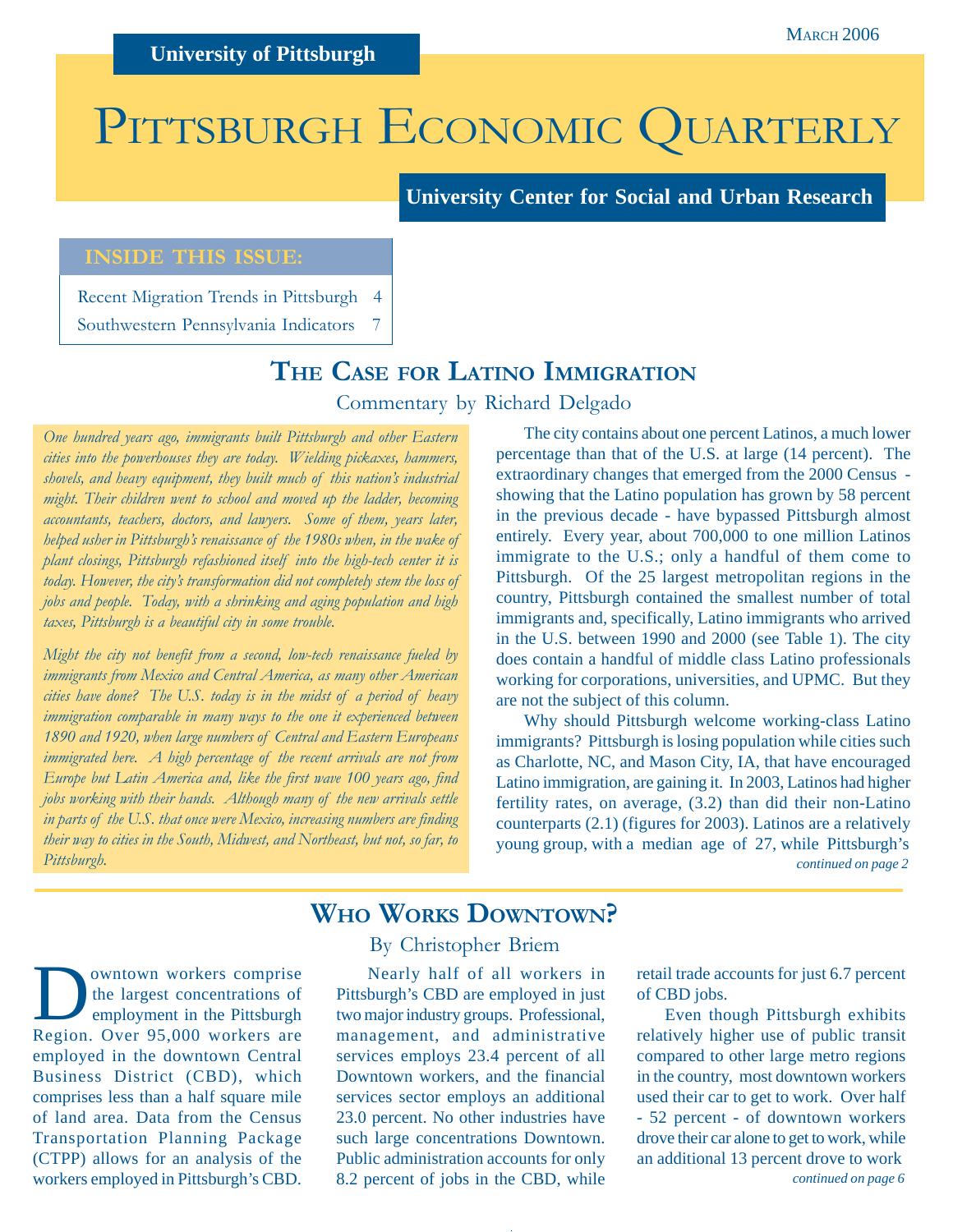University of Pittsburgh

March 2006

# Pittsburgh Economic Quarterly

University Center for Social and Urban Research

**INSIDE THIS ISSUE:**

- Recent Migration Trends in Pittsburgh 4
- Southwestern Pennsylvania Indicators 7

## The Case for Latino Immigration

Commentary by Richard Delgado

*One hundred years ago, immigrants built Pittsburgh and other Eastern cities into the powerhouses they are today. Wielding pickaxes, hammers, shovels, and heavy equipment, they built much of this nation's industrial might. Their children went to school and moved up the ladder, becoming accountants, teachers, doctors, and lawyers. Some of them, years later, helped usher in Pittsburgh's renaissance of the 1980s when, in the wake of plant closings, Pittsburgh refashioned itself into the high-tech center it is today. However, the city's transformation did not completely stem the loss of jobs and people. Today, with a shrinking and aging population and high taxes, Pittsburgh is a beautiful city in some trouble.*

*Might the city not benefit from a second, low-tech renaissance fueled by immigrants from Mexico and Central America, as many other American cities have done? The U.S. today is in the midst of a period of heavy immigration comparable in many ways to the one it experienced between 1890 and 1920, when large numbers of Central and Eastern Europeans immigrated here. A high percentage of the recent arrivals are not from Europe but Latin America and, like the first wave 100 years ago, find jobs working with their hands. Although many of the new arrivals settle in parts of the U.S. that once were Mexico, increasing numbers are finding their way to cities in the South, Midwest, and Northeast, but not, so far, to Pittsburgh.*

The city contains about one percent Latinos, a much lower percentage than that of the U.S. at large (14 percent). The extraordinary changes that emerged from the 2000 Census - showing that the Latino population has grown by 58 percent in the previous decade - have bypassed Pittsburgh almost entirely. Every year, about 700,000 to one million Latinos immigrate to the U.S.; only a handful of them come to Pittsburgh. Of the 25 largest metropolitan regions in the country, Pittsburgh contained the smallest number of total immigrants and, specifically, Latino immigrants who arrived in the U.S. between 1990 and 2000 (see Table 1). The city does contain a handful of middle class Latino professionals working for corporations, universities, and UPMC. But they are not the subject of this column.

Why should Pittsburgh welcome working-class Latino immigrants? Pittsburgh is losing population while cities such as Charlotte, NC, and Mason City, IA, that have encouraged Latino immigration, are gaining it. In 2003, Latinos had higher fertility rates, on average, (3.2) than did their non-Latino counterparts (2.1) (figures for 2003). Latinos are a relatively young group, with a median age of 27, while Pittsburgh's

*continued on page 2*

## Who Works Downtown?

By Christopher Briem

Downtown workers comprise the largest concentrations of employment in the Pittsburgh Region. Over 95,000 workers are employed in the downtown Central Business District (CBD), which comprises less than a half square mile of land area. Data from the Census Transportation Planning Package (CTPP) allows for an analysis of the workers employed in Pittsburgh's CBD.

Nearly half of all workers in Pittsburgh's CBD are employed in just two major industry groups. Professional, management, and administrative services employs 23.4 percent of all Downtown workers, and the financial services sector employs an additional 23.0 percent. No other industries have such large concentrations Downtown. Public administration accounts for only 8.2 percent of jobs in the CBD, while retail trade accounts for just 6.7 percent of CBD jobs.

Even though Pittsburgh exhibits relatively higher use of public transit compared to other large metro regions in the country, most downtown workers used their car to get to work. Over half - 52 percent - of downtown workers drove their car alone to get to work, while an additional 13 percent drove to work

*continued on page 6*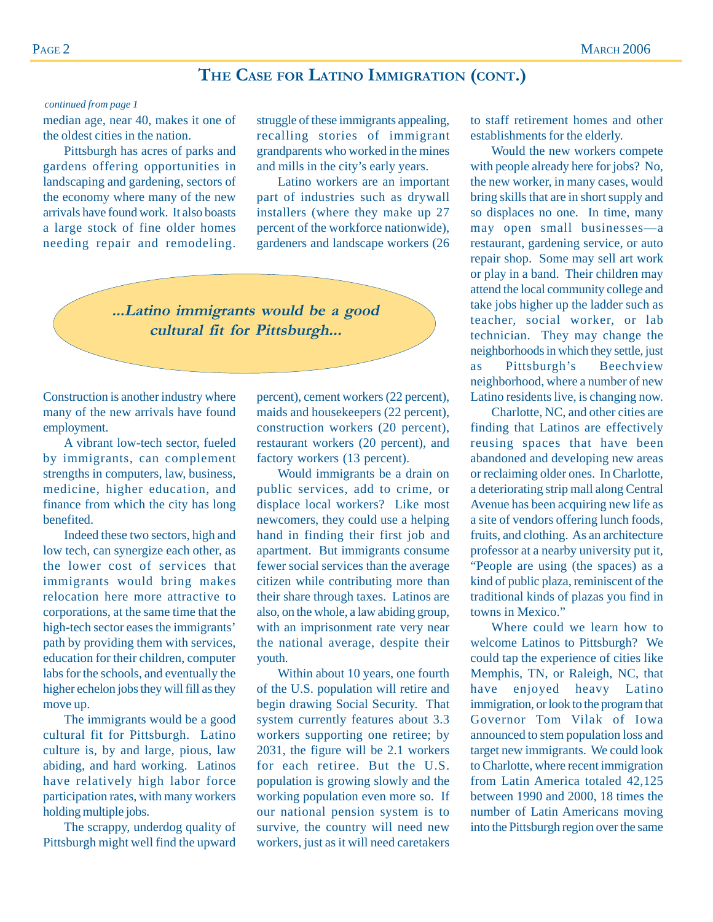## The Case for Latino Immigration (cont.)

*continued from page 1*

median age, near 40, makes it one of the oldest cities in the nation.

Pittsburgh has acres of parks and gardens offering opportunities in landscaping and gardening, sectors of the economy where many of the new arrivals have found work. It also boasts a large stock of fine older homes needing repair and remodeling. Construction is another industry where many of the new arrivals have found employment.

A vibrant low-tech sector, fueled by immigrants, can complement strengths in computers, law, business, medicine, higher education, and finance from which the city has long benefited.

Indeed these two sectors, high and low tech, can synergize each other, as the lower cost of services that immigrants would bring makes relocation here more attractive to corporations, at the same time that the high-tech sector eases the immigrants' path by providing them with services, education for their children, computer labs for the schools, and eventually the higher echelon jobs they will fill as they move up.

The immigrants would be a good cultural fit for Pittsburgh. Latino culture is, by and large, pious, law abiding, and hard working. Latinos have relatively high labor force participation rates, with many workers holding multiple jobs.

The scrappy, underdog quality of Pittsburgh might well find the upward struggle of these immigrants appealing, recalling stories of immigrant grandparents who worked in the mines and mills in the city's early years.

> ***...Latino immigrants would be a good cultural fit for Pittsburgh...***

Latino workers are an important part of industries such as drywall installers (where they make up 27 percent of the workforce nationwide), gardeners and landscape workers (26 percent), cement workers (22 percent), maids and housekeepers (22 percent), construction workers (20 percent), restaurant workers (20 percent), and factory workers (13 percent).

Would immigrants be a drain on public services, add to crime, or displace local workers? Like most newcomers, they could use a helping hand in finding their first job and apartment. But immigrants consume fewer social services than the average citizen while contributing more than their share through taxes. Latinos are also, on the whole, a law abiding group, with an imprisonment rate very near the national average, despite their youth.

Within about 10 years, one fourth of the U.S. population will retire and begin drawing Social Security. That system currently features about 3.3 workers supporting one retiree; by 2031, the figure will be 2.1 workers for each retiree. But the U.S. population is growing slowly and the working population even more so. If our national pension system is to survive, the country will need new workers, just as it will need caretakers to staff retirement homes and other establishments for the elderly.

Would the new workers compete with people already here for jobs? No, the new worker, in many cases, would bring skills that are in short supply and so displaces no one. In time, many may open small businesses—a restaurant, gardening service, or auto repair shop. Some may sell art work or play in a band. Their children may attend the local community college and take jobs higher up the ladder such as teacher, social worker, or lab technician. They may change the neighborhoods in which they settle, just as Pittsburgh's Beechview neighborhood, where a number of new Latino residents live, is changing now.

Charlotte, NC, and other cities are finding that Latinos are effectively reusing spaces that have been abandoned and developing new areas or reclaiming older ones. In Charlotte, a deteriorating strip mall along Central Avenue has been acquiring new life as a site of vendors offering lunch foods, fruits, and clothing. As an architecture professor at a nearby university put it, "People are using (the spaces) as a kind of public plaza, reminiscent of the traditional kinds of plazas you find in towns in Mexico."

Where could we learn how to welcome Latinos to Pittsburgh? We could tap the experience of cities like Memphis, TN, or Raleigh, NC, that have enjoyed heavy Latino immigration, or look to the program that Governor Tom Vilak of Iowa announced to stem population loss and target new immigrants. We could look to Charlotte, where recent immigration from Latin America totaled 42,125 between 1990 and 2000, 18 times the number of Latin Americans moving into the Pittsburgh region over the same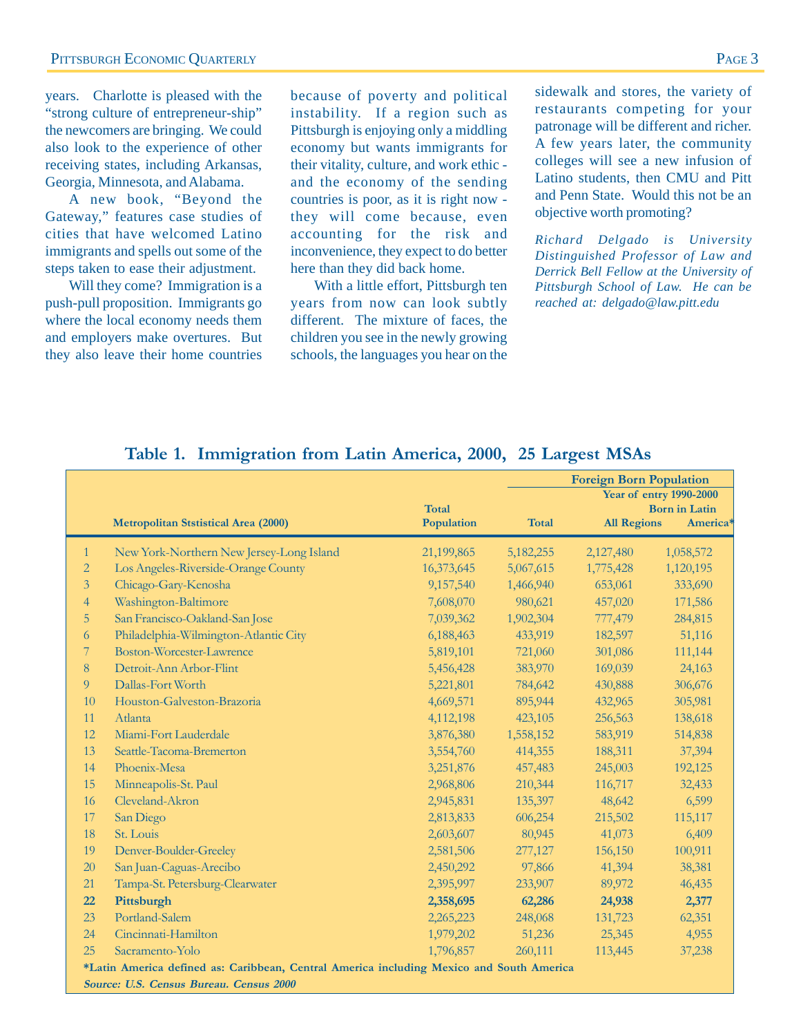years. Charlotte is pleased with the "strong culture of entrepreneur-ship" the newcomers are bringing. We could also look to the experience of other receiving states, including Arkansas, Georgia, Minnesota, and Alabama.

A new book, "Beyond the Gateway," features case studies of cities that have welcomed Latino immigrants and spells out some of the steps taken to ease their adjustment.

Will they come? Immigration is a push-pull proposition. Immigrants go where the local economy needs them and employers make overtures. But they also leave their home countries because of poverty and political instability. If a region such as Pittsburgh is enjoying only a middling economy but wants immigrants for their vitality, culture, and work ethic - and the economy of the sending countries is poor, as it is right now - they will come because, even accounting for the risk and inconvenience, they expect to do better here than they did back home.

With a little effort, Pittsburgh ten years from now can look subtly different. The mixture of faces, the children you see in the newly growing schools, the languages you hear on the sidewalk and stores, the variety of restaurants competing for your patronage will be different and richer. A few years later, the community colleges will see a new infusion of Latino students, then CMU and Pitt and Penn State. Would this not be an objective worth promoting?

*Richard Delgado is University Distinguished Professor of Law and Derrick Bell Fellow at the University of Pittsburgh School of Law. He can be reached at: delgado@law.pitt.edu*

**Table 1. Immigration from Latin America, 2000, 25 Largest MSAs**

| | | | Foreign Born Population | | |
|---|---|---|---|---|---|
| | | | | Year of entry 1990-2000 | |
| | Metropolitan Ststistical Area (2000) | Total Population | Total | All Regions | Born in Latin America* |
| 1 | New York-Northern New Jersey-Long Island | 21,199,865 | 5,182,255 | 2,127,480 | 1,058,572 |
| 2 | Los Angeles-Riverside-Orange County | 16,373,645 | 5,067,615 | 1,775,428 | 1,120,195 |
| 3 | Chicago-Gary-Kenosha | 9,157,540 | 1,466,940 | 653,061 | 333,690 |
| 4 | Washington-Baltimore | 7,608,070 | 980,621 | 457,020 | 171,586 |
| 5 | San Francisco-Oakland-San Jose | 7,039,362 | 1,902,304 | 777,479 | 284,815 |
| 6 | Philadelphia-Wilmington-Atlantic City | 6,188,463 | 433,919 | 182,597 | 51,116 |
| 7 | Boston-Worcester-Lawrence | 5,819,101 | 721,060 | 301,086 | 111,144 |
| 8 | Detroit-Ann Arbor-Flint | 5,456,428 | 383,970 | 169,039 | 24,163 |
| 9 | Dallas-Fort Worth | 5,221,801 | 784,642 | 430,888 | 306,676 |
| 10 | Houston-Galveston-Brazoria | 4,669,571 | 895,944 | 432,965 | 305,981 |
| 11 | Atlanta | 4,112,198 | 423,105 | 256,563 | 138,618 |
| 12 | Miami-Fort Lauderdale | 3,876,380 | 1,558,152 | 583,919 | 514,838 |
| 13 | Seattle-Tacoma-Bremerton | 3,554,760 | 414,355 | 188,311 | 37,394 |
| 14 | Phoenix-Mesa | 3,251,876 | 457,483 | 245,003 | 192,125 |
| 15 | Minneapolis-St. Paul | 2,968,806 | 210,344 | 116,717 | 32,433 |
| 16 | Cleveland-Akron | 2,945,831 | 135,397 | 48,642 | 6,599 |
| 17 | San Diego | 2,813,833 | 606,254 | 215,502 | 115,117 |
| 18 | St. Louis | 2,603,607 | 80,945 | 41,073 | 6,409 |
| 19 | Denver-Boulder-Greeley | 2,581,506 | 277,127 | 156,150 | 100,911 |
| 20 | San Juan-Caguas-Arecibo | 2,450,292 | 97,866 | 41,394 | 38,381 |
| 21 | Tampa-St. Petersburg-Clearwater | 2,395,997 | 233,907 | 89,972 | 46,435 |
| **22** | **Pittsburgh** | **2,358,695** | **62,286** | **24,938** | **2,377** |
| 23 | Portland-Salem | 2,265,223 | 248,068 | 131,723 | 62,351 |
| 24 | Cincinnati-Hamilton | 1,979,202 | 51,236 | 25,345 | 4,955 |
| 25 | Sacramento-Yolo | 1,796,857 | 260,111 | 113,445 | 37,238 |

**\*Latin America defined as: Caribbean, Central America including Mexico and South America**

***Source: U.S. Census Bureau. Census 2000***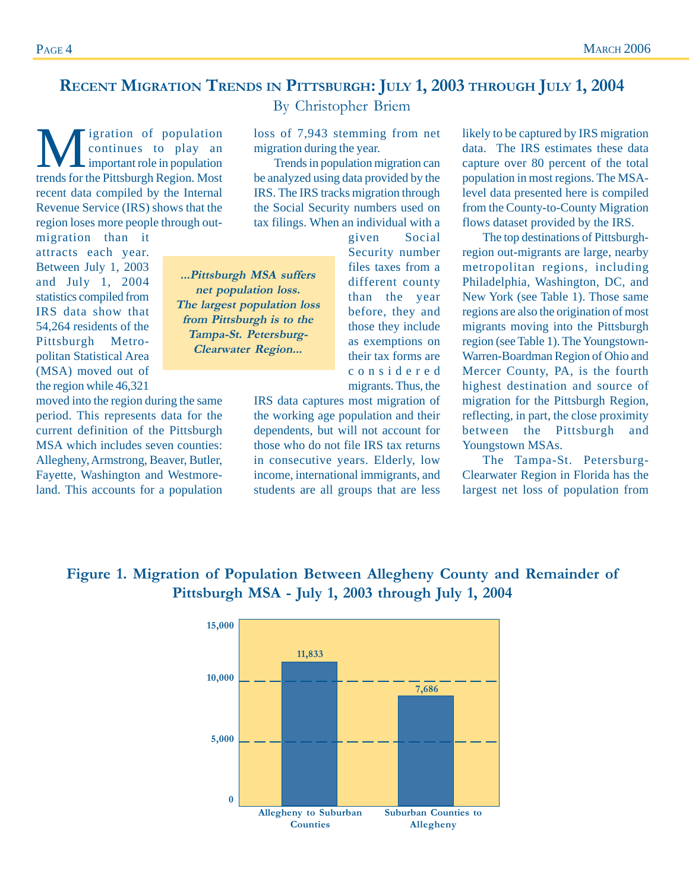## Recent Migration Trends in Pittsburgh: July 1, 2003 through July 1, 2004

By Christopher Briem

Migration of population continues to play an important role in population trends for the Pittsburgh Region. Most recent data compiled by the Internal Revenue Service (IRS) shows that the region loses more people through out-migration than it attracts each year. Between July 1, 2003 and July 1, 2004 statistics compiled from IRS data show that 54,264 residents of the Pittsburgh Metropolitan Statistical Area (MSA) moved out of the region while 46,321 moved into the region during the same period. This represents data for the current definition of the Pittsburgh MSA which includes seven counties: Allegheny, Armstrong, Beaver, Butler, Fayette, Washington and Westmoreland. This accounts for a population loss of 7,943 stemming from net migration during the year.

> *...Pittsburgh MSA suffers net population loss. The largest population loss from Pittsburgh is to the Tampa-St. Petersburg-Clearwater Region...*

Trends in population migration can be analyzed using data provided by the IRS. The IRS tracks migration through the Social Security numbers used on tax filings. When an individual with a given Social Security number files taxes from a different county than the year before, they and those they include as exemptions on their tax forms are considered migrants. Thus, the IRS data captures most migration of the working age population and their dependents, but will not account for those who do not file IRS tax returns in consecutive years. Elderly, low income, international immigrants, and students are all groups that are less likely to be captured by IRS migration data. The IRS estimates these data capture over 80 percent of the total population in most regions. The MSA-level data presented here is compiled from the County-to-County Migration flows dataset provided by the IRS.

The top destinations of Pittsburgh-region out-migrants are large, nearby metropolitan regions, including Philadelphia, Washington, DC, and New York (see Table 1). Those same regions are also the origination of most migrants moving into the Pittsburgh region (see Table 1). The Youngstown-Warren-Boardman Region of Ohio and Mercer County, PA, is the fourth highest destination and source of migration for the Pittsburgh Region, reflecting, in part, the close proximity between the Pittsburgh and Youngstown MSAs.

The Tampa-St. Petersburg-Clearwater Region in Florida has the largest net loss of population from

**Figure 1. Migration of Population Between Allegheny County and Remainder of Pittsburgh MSA - July 1, 2003 through July 1, 2004**

| | Migrants |
|---|---|
| Allegheny to Suburban Counties | 11,833 |
| Suburban Counties to Allegheny | 7,686 |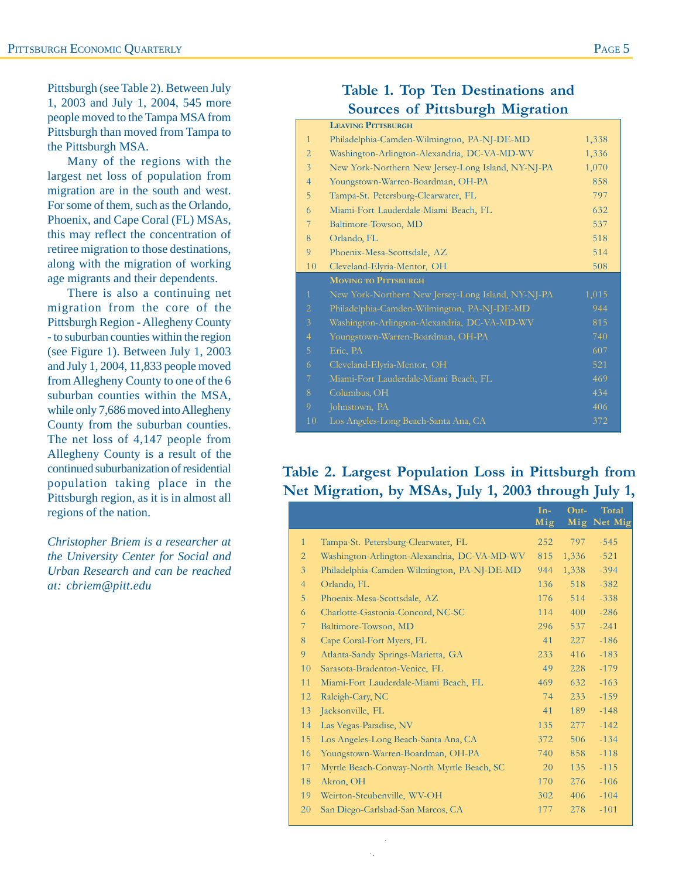Pittsburgh (see Table 2). Between July 1, 2003 and July 1, 2004, 545 more people moved to the Tampa MSA from Pittsburgh than moved from Tampa to the Pittsburgh MSA.

Many of the regions with the largest net loss of population from migration are in the south and west. For some of them, such as the Orlando, Phoenix, and Cape Coral (FL) MSAs, this may reflect the concentration of retiree migration to those destinations, along with the migration of working age migrants and their dependents.

There is also a continuing net migration from the core of the Pittsburgh Region - Allegheny County - to suburban counties within the region (see Figure 1). Between July 1, 2003 and July 1, 2004, 11,833 people moved from Allegheny County to one of the 6 suburban counties within the MSA, while only 7,686 moved into Allegheny County from the suburban counties. The net loss of 4,147 people from Allegheny County is a result of the continued suburbanization of residential population taking place in the Pittsburgh region, as it is in almost all regions of the nation.

*Christopher Briem is a researcher at the University Center for Social and Urban Research and can be reached at: cbriem@pitt.edu*

## Table 1. Top Ten Destinations and Sources of Pittsburgh Migration

| | Leaving Pittsburgh | |
|---|---|---|
| 1 | Philadelphia-Camden-Wilmington, PA-NJ-DE-MD | 1,338 |
| 2 | Washington-Arlington-Alexandria, DC-VA-MD-WV | 1,336 |
| 3 | New York-Northern New Jersey-Long Island, NY-NJ-PA | 1,070 |
| 4 | Youngstown-Warren-Boardman, OH-PA | 858 |
| 5 | Tampa-St. Petersburg-Clearwater, FL | 797 |
| 6 | Miami-Fort Lauderdale-Miami Beach, FL | 632 |
| 7 | Baltimore-Towson, MD | 537 |
| 8 | Orlando, FL | 518 |
| 9 | Phoenix-Mesa-Scottsdale, AZ | 514 |
| 10 | Cleveland-Elyria-Mentor, OH | 508 |
| | **Moving to Pittsburgh** | |
| 1 | New York-Northern New Jersey-Long Island, NY-NJ-PA | 1,015 |
| 2 | Philadelphia-Camden-Wilmington, PA-NJ-DE-MD | 944 |
| 3 | Washington-Arlington-Alexandria, DC-VA-MD-WV | 815 |
| 4 | Youngstown-Warren-Boardman, OH-PA | 740 |
| 5 | Erie, PA | 607 |
| 6 | Cleveland-Elyria-Mentor, OH | 521 |
| 7 | Miami-Fort Lauderdale-Miami Beach, FL | 469 |
| 8 | Columbus, OH | 434 |
| 9 | Johnstown, PA | 406 |
| 10 | Los Angeles-Long Beach-Santa Ana, CA | 372 |

## Table 2. Largest Population Loss in Pittsburgh from Net Migration, by MSAs, July 1, 2003 through July 1,

| | | In-Mig | Out-Mig | Total Net Mig |
|---|---|---|---|---|
| 1 | Tampa-St. Petersburg-Clearwater, FL | 252 | 797 | -545 |
| 2 | Washington-Arlington-Alexandria, DC-VA-MD-WV | 815 | 1,336 | -521 |
| 3 | Philadelphia-Camden-Wilmington, PA-NJ-DE-MD | 944 | 1,338 | -394 |
| 4 | Orlando, FL | 136 | 518 | -382 |
| 5 | Phoenix-Mesa-Scottsdale, AZ | 176 | 514 | -338 |
| 6 | Charlotte-Gastonia-Concord, NC-SC | 114 | 400 | -286 |
| 7 | Baltimore-Towson, MD | 296 | 537 | -241 |
| 8 | Cape Coral-Fort Myers, FL | 41 | 227 | -186 |
| 9 | Atlanta-Sandy Springs-Marietta, GA | 233 | 416 | -183 |
| 10 | Sarasota-Bradenton-Venice, FL | 49 | 228 | -179 |
| 11 | Miami-Fort Lauderdale-Miami Beach, FL | 469 | 632 | -163 |
| 12 | Raleigh-Cary, NC | 74 | 233 | -159 |
| 13 | Jacksonville, FL | 41 | 189 | -148 |
| 14 | Las Vegas-Paradise, NV | 135 | 277 | -142 |
| 15 | Los Angeles-Long Beach-Santa Ana, CA | 372 | 506 | -134 |
| 16 | Youngstown-Warren-Boardman, OH-PA | 740 | 858 | -118 |
| 17 | Myrtle Beach-Conway-North Myrtle Beach, SC | 20 | 135 | -115 |
| 18 | Akron, OH | 170 | 276 | -106 |
| 19 | Weirton-Steubenville, WV-OH | 302 | 406 | -104 |
| 20 | San Diego-Carlsbad-San Marcos, CA | 177 | 278 | -101 |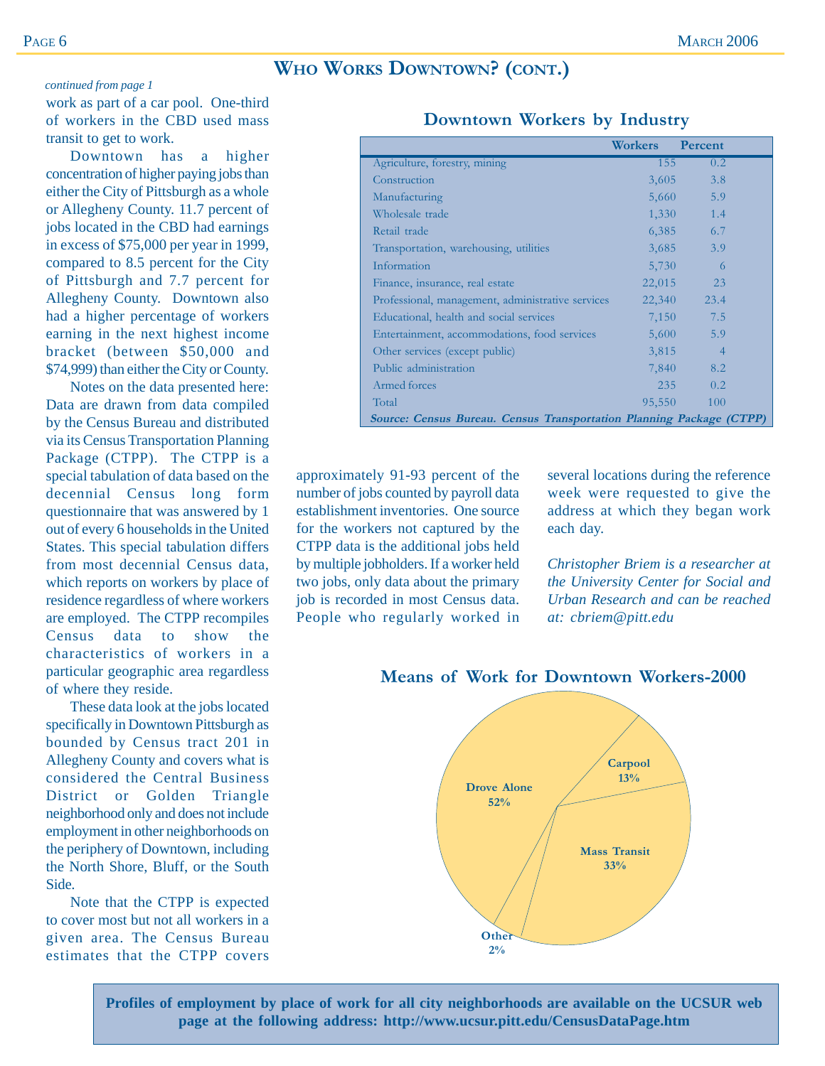## Who Works Downtown? (cont.)

*continued from page 1*

work as part of a car pool. One-third of workers in the CBD used mass transit to get to work.

Downtown has a higher concentration of higher paying jobs than either the City of Pittsburgh as a whole or Allegheny County. 11.7 percent of jobs located in the CBD had earnings in excess of $75,000 per year in 1999, compared to 8.5 percent for the City of Pittsburgh and 7.7 percent for Allegheny County. Downtown also had a higher percentage of workers earning in the next highest income bracket (between $50,000 and $74,999) than either the City or County.

Notes on the data presented here: Data are drawn from data compiled by the Census Bureau and distributed via its Census Transportation Planning Package (CTPP). The CTPP is a special tabulation of data based on the decennial Census long form questionnaire that was answered by 1 out of every 6 households in the United States. This special tabulation differs from most decennial Census data, which reports on workers by place of residence regardless of where workers are employed. The CTPP recompiles Census data to show the characteristics of workers in a particular geographic area regardless of where they reside.

These data look at the jobs located specifically in Downtown Pittsburgh as bounded by Census tract 201 in Allegheny County and covers what is considered the Central Business District or Golden Triangle neighborhood only and does not include employment in other neighborhoods on the periphery of Downtown, including the North Shore, Bluff, or the South Side.

Note that the CTPP is expected to cover most but not all workers in a given area. The Census Bureau estimates that the CTPP covers approximately 91-93 percent of the number of jobs counted by payroll data establishment inventories. One source for the workers not captured by the CTPP data is the additional jobs held by multiple jobholders. If a worker held two jobs, only data about the primary job is recorded in most Census data. People who regularly worked in several locations during the reference week were requested to give the address at which they began work each day.

*Christopher Briem is a researcher at the University Center for Social and Urban Research and can be reached at: cbriem@pitt.edu*

### Downtown Workers by Industry

| | Workers | Percent |
|---|---|---|
| Agriculture, forestry, mining | 155 | 0.2 |
| Construction | 3,605 | 3.8 |
| Manufacturing | 5,660 | 5.9 |
| Wholesale trade | 1,330 | 1.4 |
| Retail trade | 6,385 | 6.7 |
| Transportation, warehousing, utilities | 3,685 | 3.9 |
| Information | 5,730 | 6 |
| Finance, insurance, real estate | 22,015 | 23 |
| Professional, management, administrative services | 22,340 | 23.4 |
| Educational, health and social services | 7,150 | 7.5 |
| Entertainment, accommodations, food services | 5,600 | 5.9 |
| Other services (except public) | 3,815 | 4 |
| Public administration | 7,840 | 8.2 |
| Armed forces | 235 | 0.2 |
| Total | 95,550 | 100 |

***Source: Census Bureau. Census Transportation Planning Package (CTPP)***

### Means of Work for Downtown Workers-2000

- Drove Alone: 52%
- Carpool: 13%
- Mass Transit: 33%
- Other: 2%

**Profiles of employment by place of work for all city neighborhoods are available on the UCSUR web page at the following address: http://www.ucsur.pitt.edu/CensusDataPage.htm**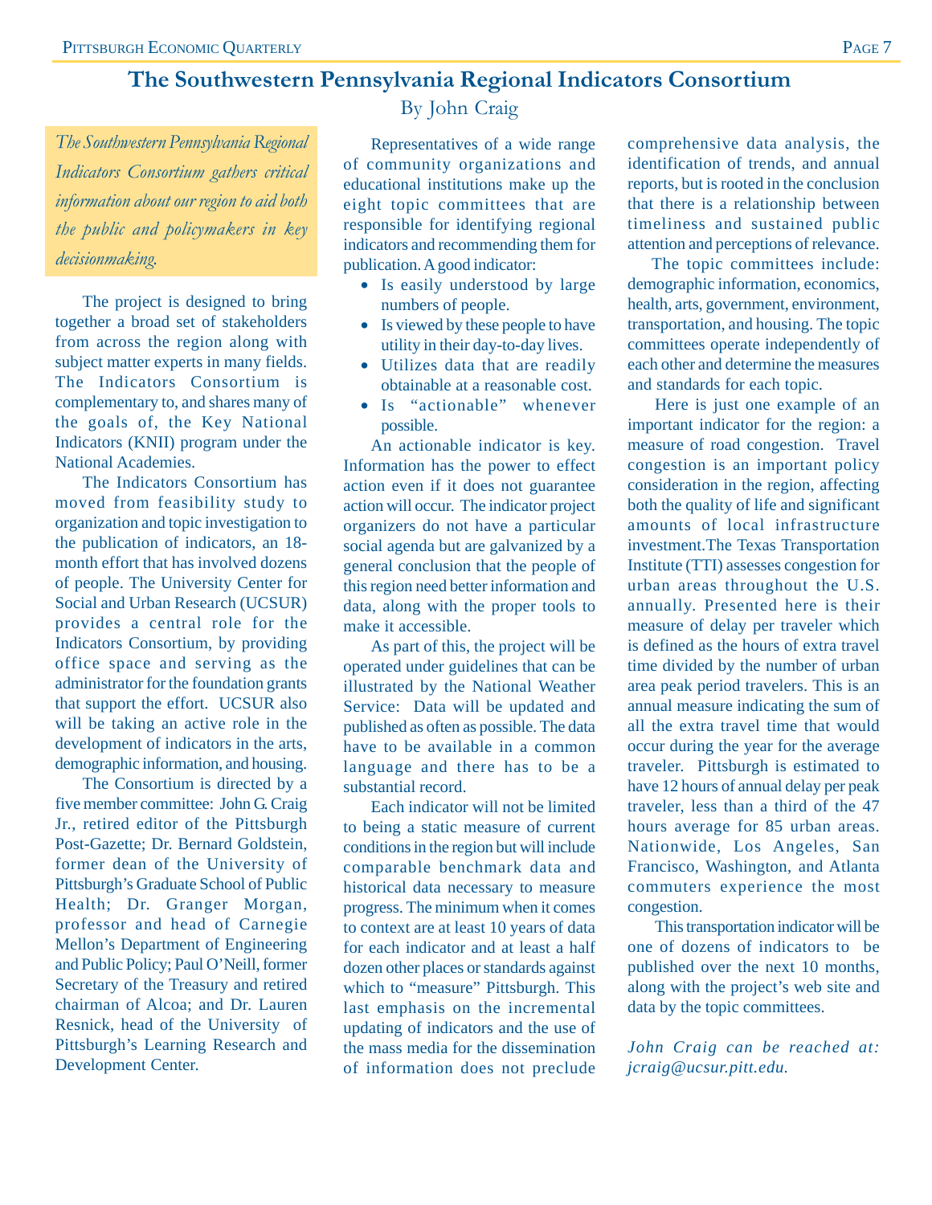# The Southwestern Pennsylvania Regional Indicators Consortium

By John Craig

*The Southwestern Pennsylvania Regional Indicators Consortium gathers critical information about our region to aid both the public and policymakers in key decisionmaking.*

The project is designed to bring together a broad set of stakeholders from across the region along with subject matter experts in many fields. The Indicators Consortium is complementary to, and shares many of the goals of, the Key National Indicators (KNII) program under the National Academies.

The Indicators Consortium has moved from feasibility study to organization and topic investigation to the publication of indicators, an 18-month effort that has involved dozens of people. The University Center for Social and Urban Research (UCSUR) provides a central role for the Indicators Consortium, by providing office space and serving as the administrator for the foundation grants that support the effort. UCSUR also will be taking an active role in the development of indicators in the arts, demographic information, and housing.

The Consortium is directed by a five member committee: John G. Craig Jr., retired editor of the Pittsburgh Post-Gazette; Dr. Bernard Goldstein, former dean of the University of Pittsburgh's Graduate School of Public Health; Dr. Granger Morgan, professor and head of Carnegie Mellon's Department of Engineering and Public Policy; Paul O'Neill, former Secretary of the Treasury and retired chairman of Alcoa; and Dr. Lauren Resnick, head of the University of Pittsburgh's Learning Research and Development Center.

Representatives of a wide range of community organizations and educational institutions make up the eight topic committees that are responsible for identifying regional indicators and recommending them for publication. A good indicator:

- Is easily understood by large numbers of people.
- Is viewed by these people to have utility in their day-to-day lives.
- Utilizes data that are readily obtainable at a reasonable cost.
- Is "actionable" whenever possible.

An actionable indicator is key. Information has the power to effect action even if it does not guarantee action will occur. The indicator project organizers do not have a particular social agenda but are galvanized by a general conclusion that the people of this region need better information and data, along with the proper tools to make it accessible.

As part of this, the project will be operated under guidelines that can be illustrated by the National Weather Service: Data will be updated and published as often as possible. The data have to be available in a common language and there has to be a substantial record.

Each indicator will not be limited to being a static measure of current conditions in the region but will include comparable benchmark data and historical data necessary to measure progress. The minimum when it comes to context are at least 10 years of data for each indicator and at least a half dozen other places or standards against which to "measure" Pittsburgh. This last emphasis on the incremental updating of indicators and the use of the mass media for the dissemination of information does not preclude comprehensive data analysis, the identification of trends, and annual reports, but is rooted in the conclusion that there is a relationship between timeliness and sustained public attention and perceptions of relevance.

The topic committees include: demographic information, economics, health, arts, government, environment, transportation, and housing. The topic committees operate independently of each other and determine the measures and standards for each topic.

Here is just one example of an important indicator for the region: a measure of road congestion. Travel congestion is an important policy consideration in the region, affecting both the quality of life and significant amounts of local infrastructure investment. The Texas Transportation Institute (TTI) assesses congestion for urban areas throughout the U.S. annually. Presented here is their measure of delay per traveler which is defined as the hours of extra travel time divided by the number of urban area peak period travelers. This is an annual measure indicating the sum of all the extra travel time that would occur during the year for the average traveler. Pittsburgh is estimated to have 12 hours of annual delay per peak traveler, less than a third of the 47 hours average for 85 urban areas. Nationwide, Los Angeles, San Francisco, Washington, and Atlanta commuters experience the most congestion.

This transportation indicator will be one of dozens of indicators to be published over the next 10 months, along with the project's web site and data by the topic committees.

*John Craig can be reached at: jcraig@ucsur.pitt.edu.*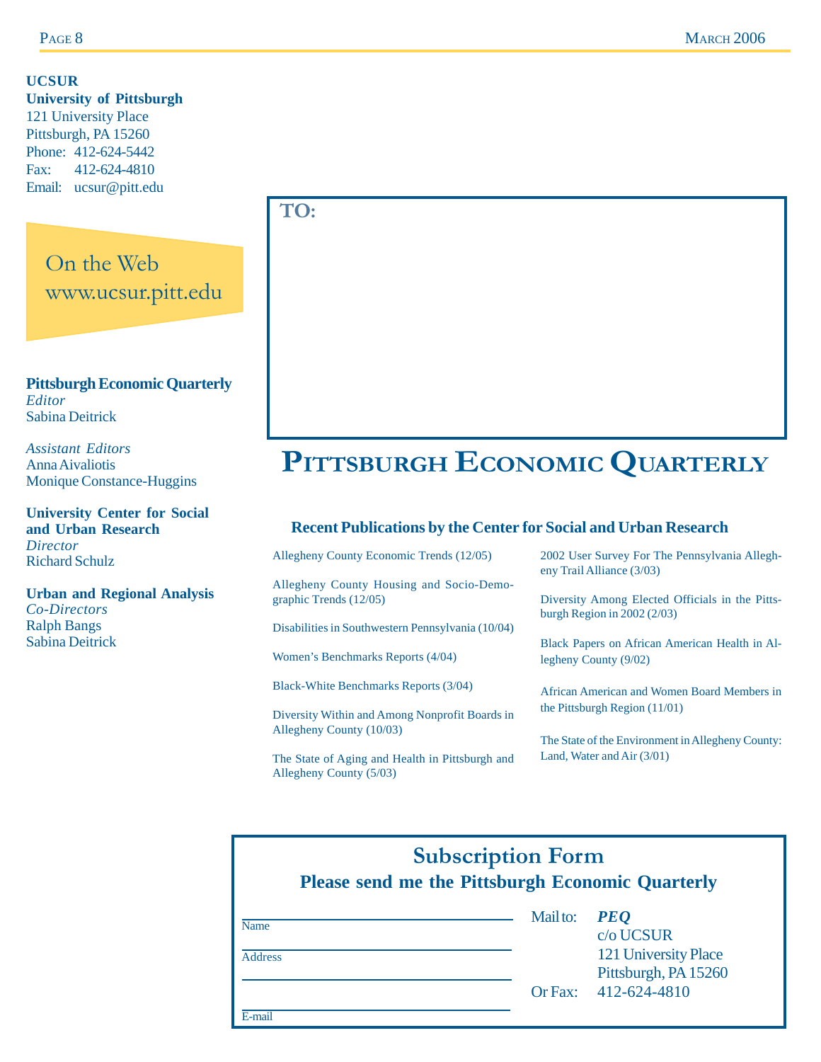**UCSUR**
**University of Pittsburgh**
121 University Place
Pittsburgh, PA 15260
Phone: 412-624-5442
Fax: 412-624-4810
Email: ucsur@pitt.edu

On the Web
www.ucsur.pitt.edu

**Pittsburgh Economic Quarterly**
*Editor*
Sabina Deitrick

*Assistant Editors*
Anna Aivaliotis
Monique Constance-Huggins

**University Center for Social and Urban Research**
*Director*
Richard Schulz

**Urban and Regional Analysis**
*Co-Directors*
Ralph Bangs
Sabina Deitrick

**TO:**

# PITTSBURGH ECONOMIC QUARTERLY

### Recent Publications by the Center for Social and Urban Research

Allegheny County Economic Trends (12/05)

Allegheny County Housing and Socio-Demographic Trends (12/05)

Disabilities in Southwestern Pennsylvania (10/04)

Women's Benchmarks Reports (4/04)

Black-White Benchmarks Reports (3/04)

Diversity Within and Among Nonprofit Boards in Allegheny County (10/03)

The State of Aging and Health in Pittsburgh and Allegheny County (5/03)

2002 User Survey For The Pennsylvania Allegheny Trail Alliance (3/03)

Diversity Among Elected Officials in the Pittsburgh Region in 2002 (2/03)

Black Papers on African American Health in Allegheny County (9/02)

African American and Women Board Members in the Pittsburgh Region (11/01)

The State of the Environment in Allegheny County: Land, Water and Air (3/01)

## Subscription Form

### Please send me the Pittsburgh Economic Quarterly

Name

Address

E-mail

Mail to: ***PEQ***
c/o UCSUR
121 University Place
Pittsburgh, PA 15260

Or Fax: 412-624-4810